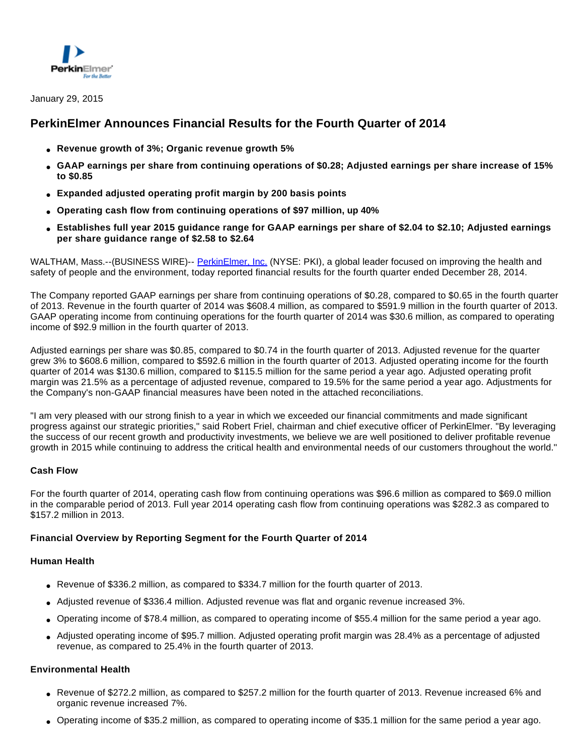January 29, 2015

# PerkinElmer Announces Financial Results for the Fourth Quarter of 2014

- **Revenue growth of 3%; Organic revenue growth 5%**
- **GAAP earnings per share from continuing operations of $0.28; Adjusted earnings per share increase of 15% to $0.85**
- **Expanded adjusted operating profit margin by 200 basis points**
- **Operating cash flow from continuing operations of $97 million, up 40%**
- **Establishes full year 2015 guidance range for GAAP earnings per share of $2.04 to $2.10; Adjusted earnings per share guidance range of $2.58 to $2.64**

WALTHAM, Mass.--(BUSINESS WIRE)-- PerkinElmer, Inc. (NYSE: PKI), a global leader focused on improving the health and safety of people and the environment, today reported financial results for the fourth quarter ended December 28, 2014.

The Company reported GAAP earnings per share from continuing operations of $0.28, compared to $0.65 in the fourth quarter of 2013. Revenue in the fourth quarter of 2014 was $608.4 million, as compared to $591.9 million in the fourth quarter of 2013. GAAP operating income from continuing operations for the fourth quarter of 2014 was $30.6 million, as compared to operating income of $92.9 million in the fourth quarter of 2013.

Adjusted earnings per share was $0.85, compared to $0.74 in the fourth quarter of 2013. Adjusted revenue for the quarter grew 3% to $608.6 million, compared to $592.6 million in the fourth quarter of 2013. Adjusted operating income for the fourth quarter of 2014 was $130.6 million, compared to $115.5 million for the same period a year ago. Adjusted operating profit margin was 21.5% as a percentage of adjusted revenue, compared to 19.5% for the same period a year ago. Adjustments for the Company's non-GAAP financial measures have been noted in the attached reconciliations.

"I am very pleased with our strong finish to a year in which we exceeded our financial commitments and made significant progress against our strategic priorities," said Robert Friel, chairman and chief executive officer of PerkinElmer. "By leveraging the success of our recent growth and productivity investments, we believe we are well positioned to deliver profitable revenue growth in 2015 while continuing to address the critical health and environmental needs of our customers throughout the world."

**Cash Flow**

For the fourth quarter of 2014, operating cash flow from continuing operations was $96.6 million as compared to $69.0 million in the comparable period of 2013. Full year 2014 operating cash flow from continuing operations was $282.3 as compared to $157.2 million in 2013.

**Financial Overview by Reporting Segment for the Fourth Quarter of 2014**

**Human Health**

- Revenue of $336.2 million, as compared to $334.7 million for the fourth quarter of 2013.
- Adjusted revenue of $336.4 million. Adjusted revenue was flat and organic revenue increased 3%.
- Operating income of $78.4 million, as compared to operating income of $55.4 million for the same period a year ago.
- Adjusted operating income of $95.7 million. Adjusted operating profit margin was 28.4% as a percentage of adjusted revenue, as compared to 25.4% in the fourth quarter of 2013.

**Environmental Health**

- Revenue of $272.2 million, as compared to $257.2 million for the fourth quarter of 2013. Revenue increased 6% and organic revenue increased 7%.
- Operating income of $35.2 million, as compared to operating income of $35.1 million for the same period a year ago.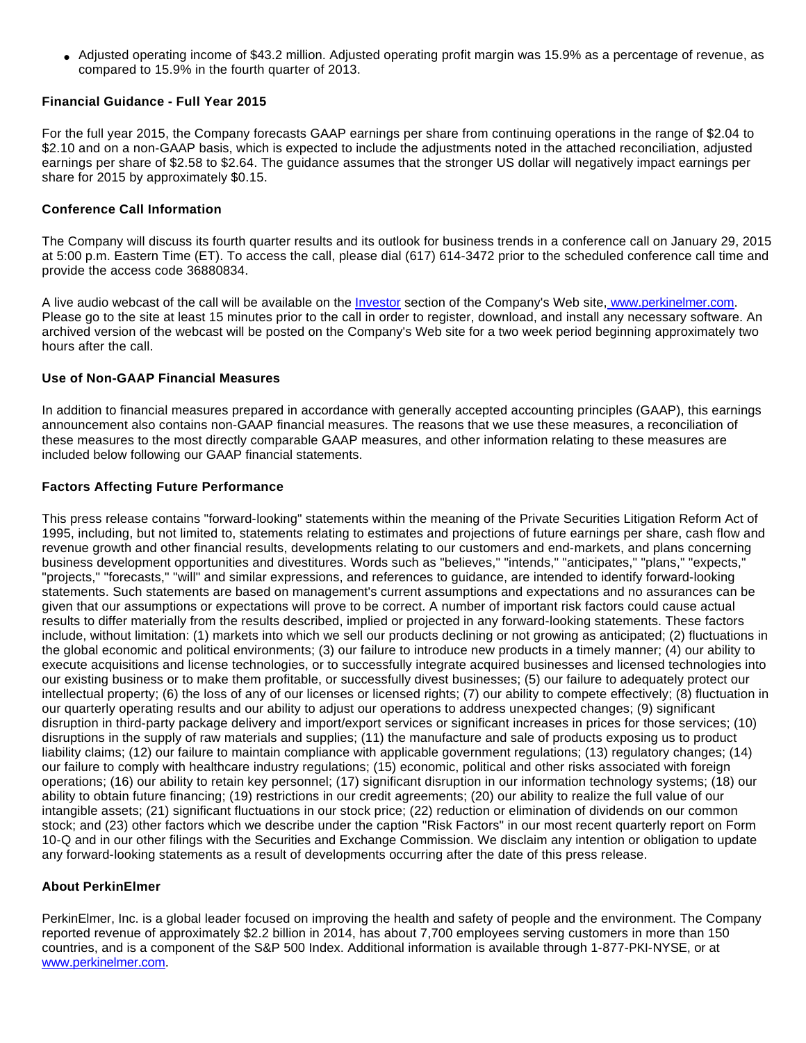- Adjusted operating income of $43.2 million. Adjusted operating profit margin was 15.9% as a percentage of revenue, as compared to 15.9% in the fourth quarter of 2013.

**Financial Guidance - Full Year 2015**

For the full year 2015, the Company forecasts GAAP earnings per share from continuing operations in the range of $2.04 to $2.10 and on a non-GAAP basis, which is expected to include the adjustments noted in the attached reconciliation, adjusted earnings per share of $2.58 to $2.64. The guidance assumes that the stronger US dollar will negatively impact earnings per share for 2015 by approximately $0.15.

**Conference Call Information**

The Company will discuss its fourth quarter results and its outlook for business trends in a conference call on January 29, 2015 at 5:00 p.m. Eastern Time (ET). To access the call, please dial (617) 614-3472 prior to the scheduled conference call time and provide the access code 36880834.

A live audio webcast of the call will be available on the Investor section of the Company's Web site, www.perkinelmer.com. Please go to the site at least 15 minutes prior to the call in order to register, download, and install any necessary software. An archived version of the webcast will be posted on the Company's Web site for a two week period beginning approximately two hours after the call.

**Use of Non-GAAP Financial Measures**

In addition to financial measures prepared in accordance with generally accepted accounting principles (GAAP), this earnings announcement also contains non-GAAP financial measures. The reasons that we use these measures, a reconciliation of these measures to the most directly comparable GAAP measures, and other information relating to these measures are included below following our GAAP financial statements.

**Factors Affecting Future Performance**

This press release contains "forward-looking" statements within the meaning of the Private Securities Litigation Reform Act of 1995, including, but not limited to, statements relating to estimates and projections of future earnings per share, cash flow and revenue growth and other financial results, developments relating to our customers and end-markets, and plans concerning business development opportunities and divestitures. Words such as "believes," "intends," "anticipates," "plans," "expects," "projects," "forecasts," "will" and similar expressions, and references to guidance, are intended to identify forward-looking statements. Such statements are based on management's current assumptions and expectations and no assurances can be given that our assumptions or expectations will prove to be correct. A number of important risk factors could cause actual results to differ materially from the results described, implied or projected in any forward-looking statements. These factors include, without limitation: (1) markets into which we sell our products declining or not growing as anticipated; (2) fluctuations in the global economic and political environments; (3) our failure to introduce new products in a timely manner; (4) our ability to execute acquisitions and license technologies, or to successfully integrate acquired businesses and licensed technologies into our existing business or to make them profitable, or successfully divest businesses; (5) our failure to adequately protect our intellectual property; (6) the loss of any of our licenses or licensed rights; (7) our ability to compete effectively; (8) fluctuation in our quarterly operating results and our ability to adjust our operations to address unexpected changes; (9) significant disruption in third-party package delivery and import/export services or significant increases in prices for those services; (10) disruptions in the supply of raw materials and supplies; (11) the manufacture and sale of products exposing us to product liability claims; (12) our failure to maintain compliance with applicable government regulations; (13) regulatory changes; (14) our failure to comply with healthcare industry regulations; (15) economic, political and other risks associated with foreign operations; (16) our ability to retain key personnel; (17) significant disruption in our information technology systems; (18) our ability to obtain future financing; (19) restrictions in our credit agreements; (20) our ability to realize the full value of our intangible assets; (21) significant fluctuations in our stock price; (22) reduction or elimination of dividends on our common stock; and (23) other factors which we describe under the caption "Risk Factors" in our most recent quarterly report on Form 10-Q and in our other filings with the Securities and Exchange Commission. We disclaim any intention or obligation to update any forward-looking statements as a result of developments occurring after the date of this press release.

**About PerkinElmer**

PerkinElmer, Inc. is a global leader focused on improving the health and safety of people and the environment. The Company reported revenue of approximately $2.2 billion in 2014, has about 7,700 employees serving customers in more than 150 countries, and is a component of the S&P 500 Index. Additional information is available through 1-877-PKI-NYSE, or at www.perkinelmer.com.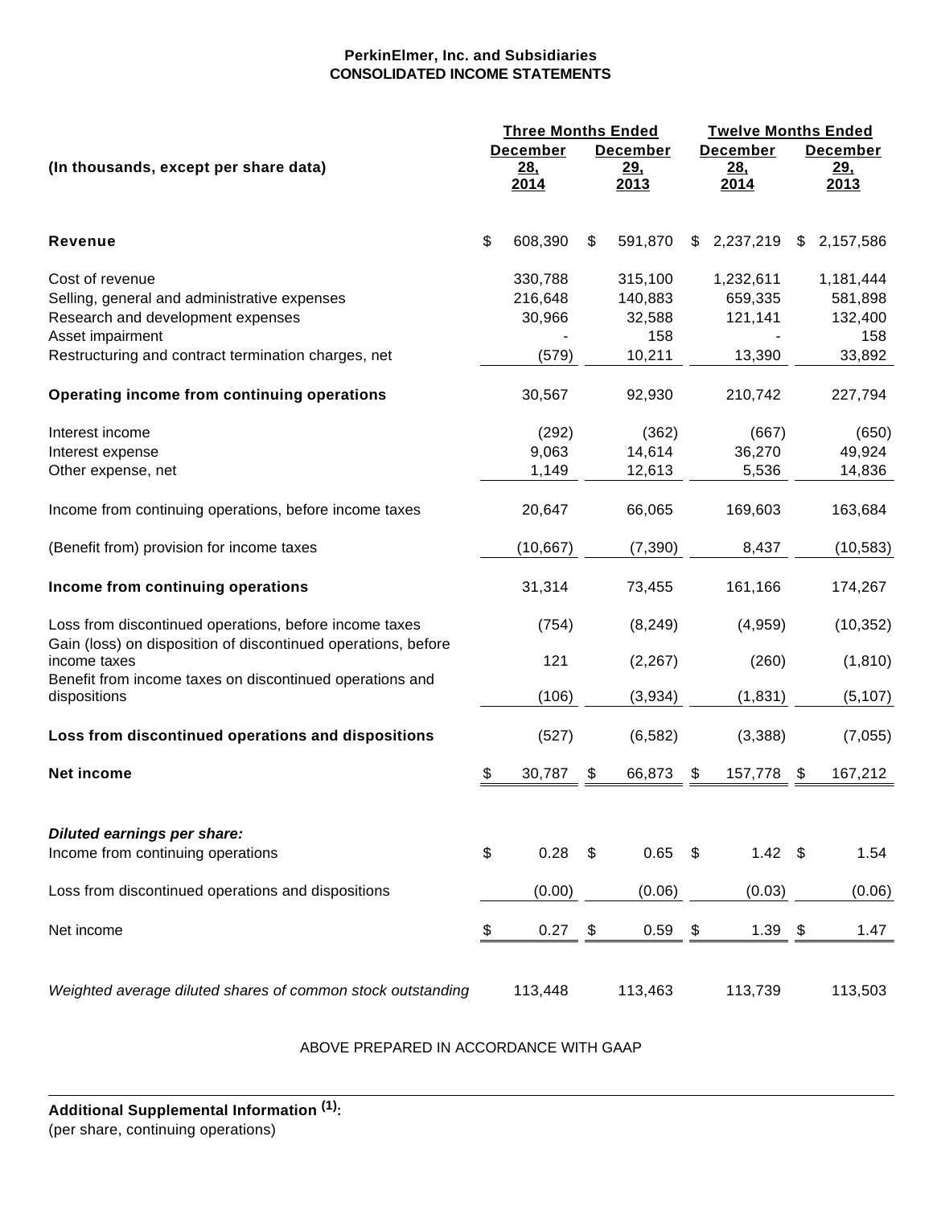**PerkinElmer, Inc. and Subsidiaries**
**CONSOLIDATED INCOME STATEMENTS**

| (In thousands, except per share data) | Three Months Ended December 28, 2014 | Three Months Ended December 29, 2013 | Twelve Months Ended December 28, 2014 | Twelve Months Ended December 29, 2013 |
|---|---|---|---|---|
| **Revenue** | $ 608,390 | $ 591,870 | $ 2,237,219 | $ 2,157,586 |
| Cost of revenue | 330,788 | 315,100 | 1,232,611 | 1,181,444 |
| Selling, general and administrative expenses | 216,648 | 140,883 | 659,335 | 581,898 |
| Research and development expenses | 30,966 | 32,588 | 121,141 | 132,400 |
| Asset impairment | - | 158 | - | 158 |
| Restructuring and contract termination charges, net | (579) | 10,211 | 13,390 | 33,892 |
| **Operating income from continuing operations** | 30,567 | 92,930 | 210,742 | 227,794 |
| Interest income | (292) | (362) | (667) | (650) |
| Interest expense | 9,063 | 14,614 | 36,270 | 49,924 |
| Other expense, net | 1,149 | 12,613 | 5,536 | 14,836 |
| Income from continuing operations, before income taxes | 20,647 | 66,065 | 169,603 | 163,684 |
| (Benefit from) provision for income taxes | (10,667) | (7,390) | 8,437 | (10,583) |
| **Income from continuing operations** | 31,314 | 73,455 | 161,166 | 174,267 |
| Loss from discontinued operations, before income taxes | (754) | (8,249) | (4,959) | (10,352) |
| Gain (loss) on disposition of discontinued operations, before income taxes | 121 | (2,267) | (260) | (1,810) |
| Benefit from income taxes on discontinued operations and dispositions | (106) | (3,934) | (1,831) | (5,107) |
| **Loss from discontinued operations and dispositions** | (527) | (6,582) | (3,388) | (7,055) |
| **Net income** | $ 30,787 | $ 66,873 | $ 157,778 | $ 167,212 |
| ***Diluted earnings per share:*** | | | | |
| Income from continuing operations | $ 0.28 | $ 0.65 | $ 1.42 | $ 1.54 |
| Loss from discontinued operations and dispositions | (0.00) | (0.06) | (0.03) | (0.06) |
| Net income | $ 0.27 | $ 0.59 | $ 1.39 | $ 1.47 |
| *Weighted average diluted shares of common stock outstanding* | 113,448 | 113,463 | 113,739 | 113,503 |

ABOVE PREPARED IN ACCORDANCE WITH GAAP

**Additional Supplemental Information [(1)]:**
(per share, continuing operations)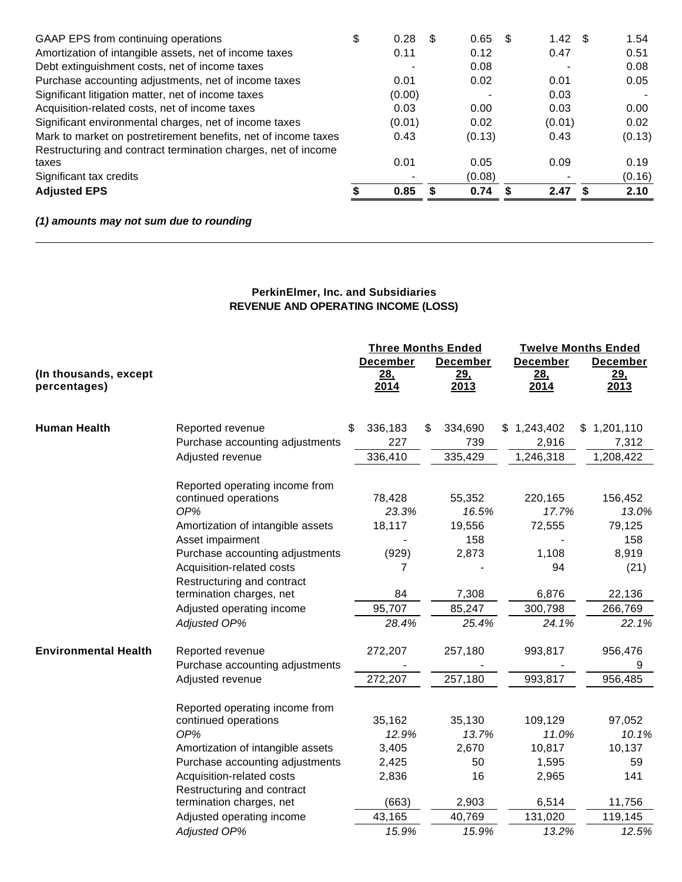| | | | | |
|---|---|---|---|---|
| GAAP EPS from continuing operations | $ 0.28 | $ 0.65 | $ 1.42 | $ 1.54 |
| Amortization of intangible assets, net of income taxes | 0.11 | 0.12 | 0.47 | 0.51 |
| Debt extinguishment costs, net of income taxes | - | 0.08 | - | 0.08 |
| Purchase accounting adjustments, net of income taxes | 0.01 | 0.02 | 0.01 | 0.05 |
| Significant litigation matter, net of income taxes | (0.00) | - | 0.03 | - |
| Acquisition-related costs, net of income taxes | 0.03 | 0.00 | 0.03 | 0.00 |
| Significant environmental charges, net of income taxes | (0.01) | 0.02 | (0.01) | 0.02 |
| Mark to market on postretirement benefits, net of income taxes | 0.43 | (0.13) | 0.43 | (0.13) |
| Restructuring and contract termination charges, net of income taxes | 0.01 | 0.05 | 0.09 | 0.19 |
| Significant tax credits | - | (0.08) | - | (0.16) |
| **Adjusted EPS** | **$ 0.85** | **$ 0.74** | **$ 2.47** | **$ 2.10** |

***(1) amounts may not sum due to rounding***

---

**PerkinElmer, Inc. and Subsidiaries**
**REVENUE AND OPERATING INCOME (LOSS)**

| **(In thousands, except percentages)** | | **Three Months Ended** | | **Twelve Months Ended** | |
|---|---|---|---|---|---|
| | | **December 28, 2014** | **December 29, 2013** | **December 28, 2014** | **December 29, 2013** |
| **Human Health** | Reported revenue | $ 336,183 | $ 334,690 | $ 1,243,402 | $ 1,201,110 |
| | Purchase accounting adjustments | 227 | 739 | 2,916 | 7,312 |
| | Adjusted revenue | 336,410 | 335,429 | 1,246,318 | 1,208,422 |
| | Reported operating income from continued operations | 78,428 | 55,352 | 220,165 | 156,452 |
| | *OP%* | *23.3%* | *16.5%* | *17.7%* | *13.0%* |
| | Amortization of intangible assets | 18,117 | 19,556 | 72,555 | 79,125 |
| | Asset impairment | - | 158 | - | 158 |
| | Purchase accounting adjustments | (929) | 2,873 | 1,108 | 8,919 |
| | Acquisition-related costs | 7 | - | 94 | (21) |
| | Restructuring and contract termination charges, net | 84 | 7,308 | 6,876 | 22,136 |
| | Adjusted operating income | 95,707 | 85,247 | 300,798 | 266,769 |
| | *Adjusted OP%* | *28.4%* | *25.4%* | *24.1%* | *22.1%* |
| **Environmental Health** | Reported revenue | 272,207 | 257,180 | 993,817 | 956,476 |
| | Purchase accounting adjustments | - | - | - | 9 |
| | Adjusted revenue | 272,207 | 257,180 | 993,817 | 956,485 |
| | Reported operating income from continued operations | 35,162 | 35,130 | 109,129 | 97,052 |
| | *OP%* | *12.9%* | *13.7%* | *11.0%* | *10.1%* |
| | Amortization of intangible assets | 3,405 | 2,670 | 10,817 | 10,137 |
| | Purchase accounting adjustments | 2,425 | 50 | 1,595 | 59 |
| | Acquisition-related costs | 2,836 | 16 | 2,965 | 141 |
| | Restructuring and contract termination charges, net | (663) | 2,903 | 6,514 | 11,756 |
| | Adjusted operating income | 43,165 | 40,769 | 131,020 | 119,145 |
| | *Adjusted OP%* | *15.9%* | *15.9%* | *13.2%* | *12.5%* |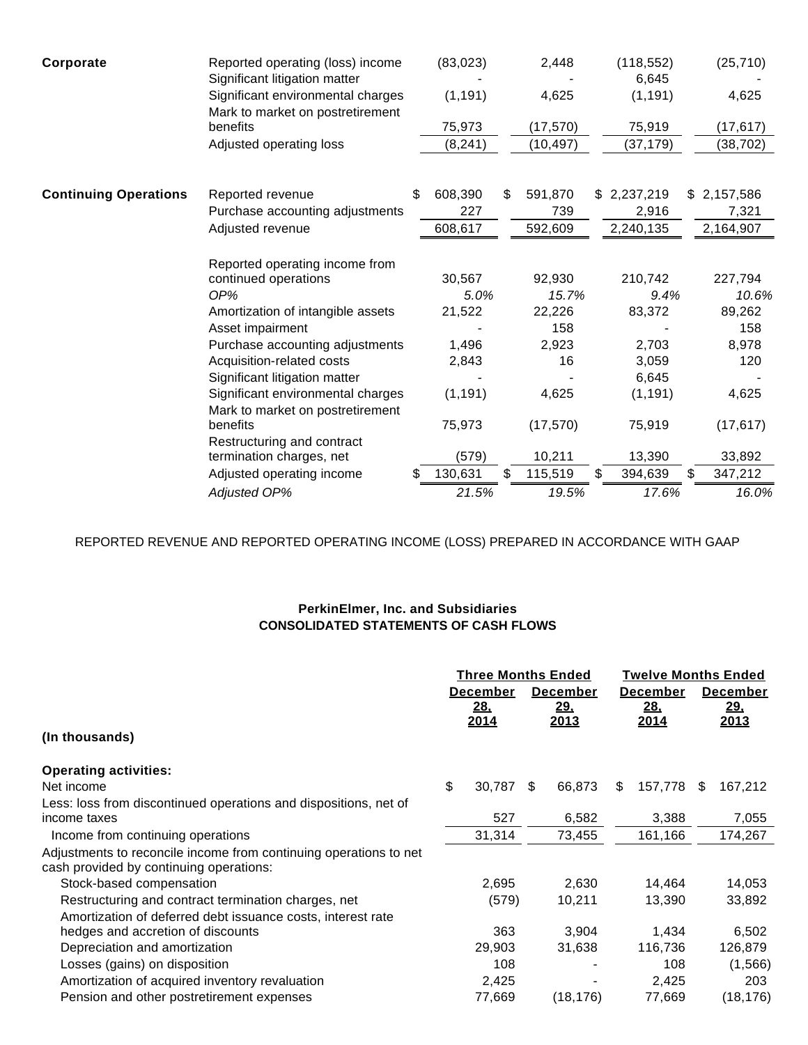| | | | | | |
|---|---|---|---|---|---|
| **Corporate** | Reported operating (loss) income | (83,023) | 2,448 | (118,552) | (25,710) |
| | Significant litigation matter | - | - | 6,645 | - |
| | Significant environmental charges | (1,191) | 4,625 | (1,191) | 4,625 |
| | Mark to market on postretirement benefits | 75,973 | (17,570) | 75,919 | (17,617) |
| | Adjusted operating loss | (8,241) | (10,497) | (37,179) | (38,702) |
| | | | | | |
| **Continuing Operations** | Reported revenue | $ 608,390 | $ 591,870 | $ 2,237,219 | $ 2,157,586 |
| | Purchase accounting adjustments | 227 | 739 | 2,916 | 7,321 |
| | Adjusted revenue | 608,617 | 592,609 | 2,240,135 | 2,164,907 |
| | | | | | |
| | Reported operating income from continued operations | 30,567 | 92,930 | 210,742 | 227,794 |
| | *OP%* | *5.0%* | *15.7%* | *9.4%* | *10.6%* |
| | Amortization of intangible assets | 21,522 | 22,226 | 83,372 | 89,262 |
| | Asset impairment | - | 158 | - | 158 |
| | Purchase accounting adjustments | 1,496 | 2,923 | 2,703 | 8,978 |
| | Acquisition-related costs | 2,843 | 16 | 3,059 | 120 |
| | Significant litigation matter | - | - | 6,645 | - |
| | Significant environmental charges | (1,191) | 4,625 | (1,191) | 4,625 |
| | Mark to market on postretirement benefits | 75,973 | (17,570) | 75,919 | (17,617) |
| | Restructuring and contract termination charges, net | (579) | 10,211 | 13,390 | 33,892 |
| | Adjusted operating income | $ 130,631 | $ 115,519 | $ 394,639 | $ 347,212 |
| | *Adjusted OP%* | *21.5%* | *19.5%* | *17.6%* | *16.0%* |

REPORTED REVENUE AND REPORTED OPERATING INCOME (LOSS) PREPARED IN ACCORDANCE WITH GAAP

**PerkinElmer, Inc. and Subsidiaries**
**CONSOLIDATED STATEMENTS OF CASH FLOWS**

| | Three Months Ended | | Twelve Months Ended | |
|---|---|---|---|---|
| **(In thousands)** | December 28, 2014 | December 29, 2013 | December 28, 2014 | December 29, 2013 |
| **Operating activities:** | | | | |
| Net income | $ 30,787 | $ 66,873 | $ 157,778 | $ 167,212 |
| Less: loss from discontinued operations and dispositions, net of income taxes | 527 | 6,582 | 3,388 | 7,055 |
| Income from continuing operations | 31,314 | 73,455 | 161,166 | 174,267 |
| Adjustments to reconcile income from continuing operations to net cash provided by continuing operations: | | | | |
| Stock-based compensation | 2,695 | 2,630 | 14,464 | 14,053 |
| Restructuring and contract termination charges, net | (579) | 10,211 | 13,390 | 33,892 |
| Amortization of deferred debt issuance costs, interest rate hedges and accretion of discounts | 363 | 3,904 | 1,434 | 6,502 |
| Depreciation and amortization | 29,903 | 31,638 | 116,736 | 126,879 |
| Losses (gains) on disposition | 108 | - | 108 | (1,566) |
| Amortization of acquired inventory revaluation | 2,425 | - | 2,425 | 203 |
| Pension and other postretirement expenses | 77,669 | (18,176) | 77,669 | (18,176) |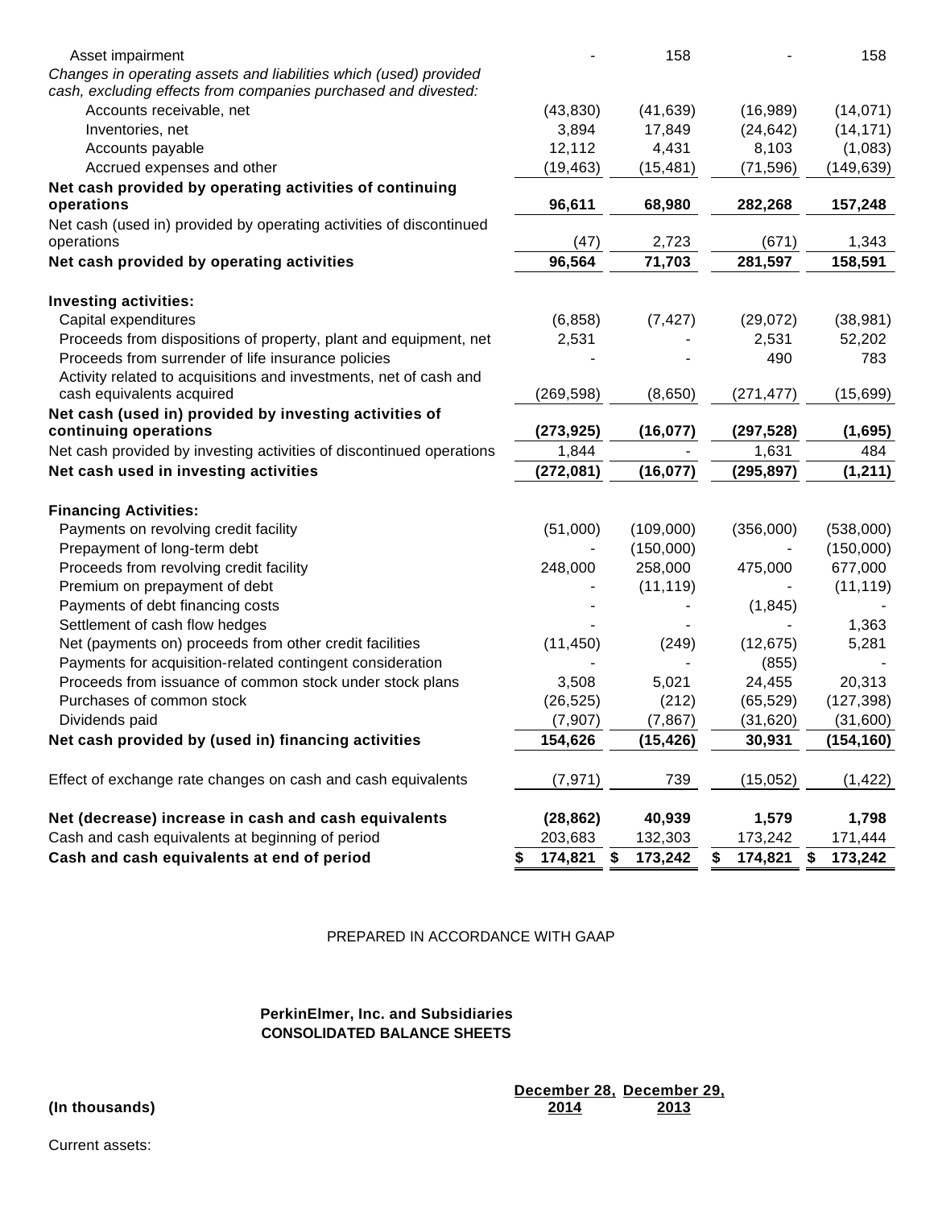| | | | | |
|---|---|---|---|---|
| Asset impairment | - | 158 | - | 158 |
| *Changes in operating assets and liabilities which (used) provided cash, excluding effects from companies purchased and divested:* | | | | |
| Accounts receivable, net | (43,830) | (41,639) | (16,989) | (14,071) |
| Inventories, net | 3,894 | 17,849 | (24,642) | (14,171) |
| Accounts payable | 12,112 | 4,431 | 8,103 | (1,083) |
| Accrued expenses and other | (19,463) | (15,481) | (71,596) | (149,639) |
| **Net cash provided by operating activities of continuing operations** | **96,611** | **68,980** | **282,268** | **157,248** |
| Net cash (used in) provided by operating activities of discontinued operations | (47) | 2,723 | (671) | 1,343 |
| **Net cash provided by operating activities** | **96,564** | **71,703** | **281,597** | **158,591** |
| | | | | |
| **Investing activities:** | | | | |
| Capital expenditures | (6,858) | (7,427) | (29,072) | (38,981) |
| Proceeds from dispositions of property, plant and equipment, net | 2,531 | - | 2,531 | 52,202 |
| Proceeds from surrender of life insurance policies | - | - | 490 | 783 |
| Activity related to acquisitions and investments, net of cash and cash equivalents acquired | (269,598) | (8,650) | (271,477) | (15,699) |
| **Net cash (used in) provided by investing activities of continuing operations** | **(273,925)** | **(16,077)** | **(297,528)** | **(1,695)** |
| Net cash provided by investing activities of discontinued operations | 1,844 | - | 1,631 | 484 |
| **Net cash used in investing activities** | **(272,081)** | **(16,077)** | **(295,897)** | **(1,211)** |
| | | | | |
| **Financing Activities:** | | | | |
| Payments on revolving credit facility | (51,000) | (109,000) | (356,000) | (538,000) |
| Prepayment of long-term debt | - | (150,000) | - | (150,000) |
| Proceeds from revolving credit facility | 248,000 | 258,000 | 475,000 | 677,000 |
| Premium on prepayment of debt | - | (11,119) | - | (11,119) |
| Payments of debt financing costs | - | - | (1,845) | - |
| Settlement of cash flow hedges | - | - | - | 1,363 |
| Net (payments on) proceeds from other credit facilities | (11,450) | (249) | (12,675) | 5,281 |
| Payments for acquisition-related contingent consideration | - | - | (855) | - |
| Proceeds from issuance of common stock under stock plans | 3,508 | 5,021 | 24,455 | 20,313 |
| Purchases of common stock | (26,525) | (212) | (65,529) | (127,398) |
| Dividends paid | (7,907) | (7,867) | (31,620) | (31,600) |
| **Net cash provided by (used in) financing activities** | **154,626** | **(15,426)** | **30,931** | **(154,160)** |
| | | | | |
| Effect of exchange rate changes on cash and cash equivalents | (7,971) | 739 | (15,052) | (1,422) |
| | | | | |
| **Net (decrease) increase in cash and cash equivalents** | **(28,862)** | **40,939** | **1,579** | **1,798** |
| Cash and cash equivalents at beginning of period | 203,683 | 132,303 | 173,242 | 171,444 |
| **Cash and cash equivalents at end of period** | **$ 174,821** | **$ 173,242** | **$ 174,821** | **$ 173,242** |

PREPARED IN ACCORDANCE WITH GAAP

**PerkinElmer, Inc. and Subsidiaries**
**CONSOLIDATED BALANCE SHEETS**

| **(In thousands)** | **December 28, 2014** | **December 29, 2013** |
|---|---|---|
| Current assets: | | |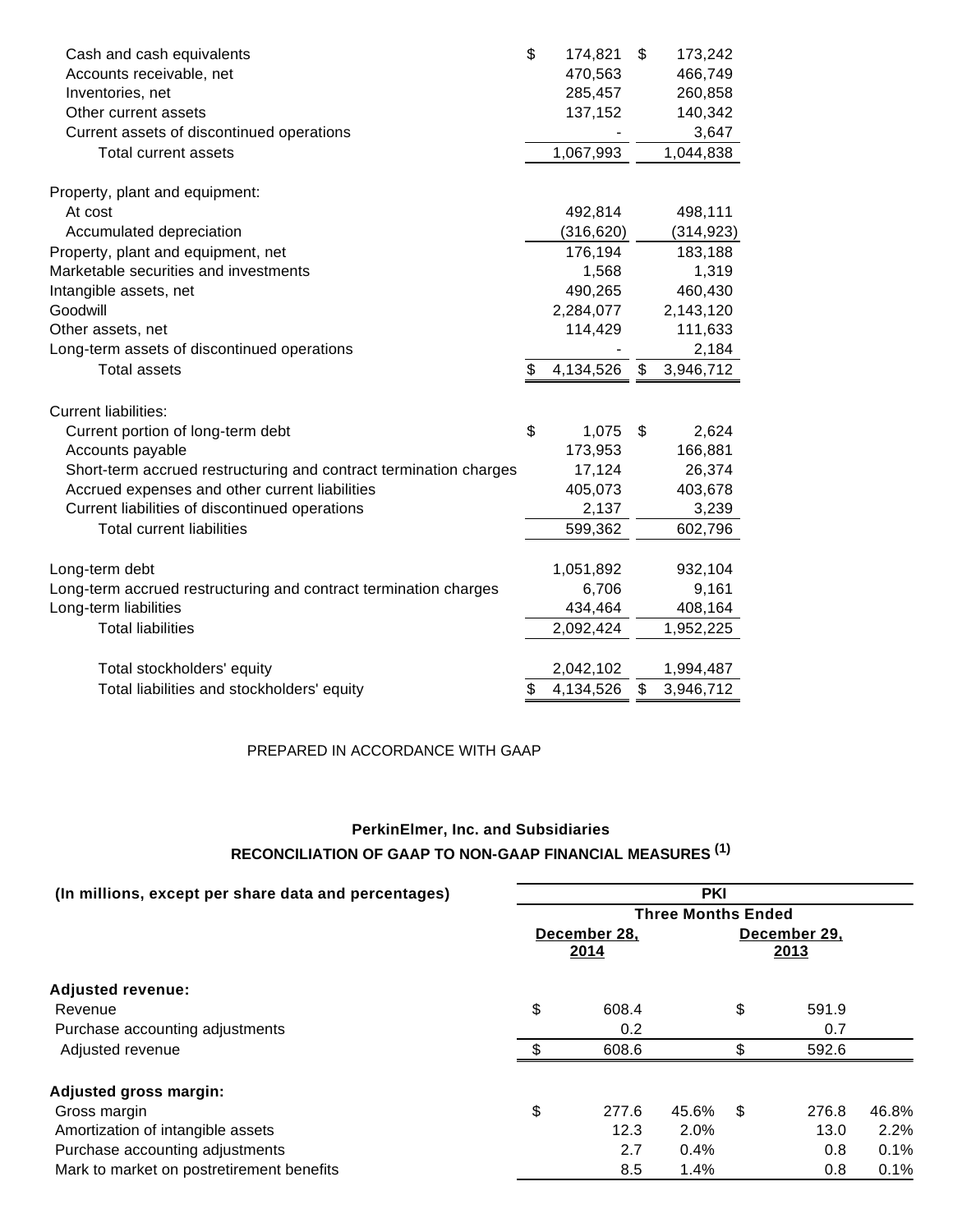| | | |
|---|---|---|
| Cash and cash equivalents | $ 174,821 | $ 173,242 |
| Accounts receivable, net | 470,563 | 466,749 |
| Inventories, net | 285,457 | 260,858 |
| Other current assets | 137,152 | 140,342 |
| Current assets of discontinued operations | - | 3,647 |
| Total current assets | 1,067,993 | 1,044,838 |
| | | |
| Property, plant and equipment: | | |
| At cost | 492,814 | 498,111 |
| Accumulated depreciation | (316,620) | (314,923) |
| Property, plant and equipment, net | 176,194 | 183,188 |
| Marketable securities and investments | 1,568 | 1,319 |
| Intangible assets, net | 490,265 | 460,430 |
| Goodwill | 2,284,077 | 2,143,120 |
| Other assets, net | 114,429 | 111,633 |
| Long-term assets of discontinued operations | - | 2,184 |
| Total assets | $ 4,134,526 | $ 3,946,712 |
| | | |
| Current liabilities: | | |
| Current portion of long-term debt | $ 1,075 | $ 2,624 |
| Accounts payable | 173,953 | 166,881 |
| Short-term accrued restructuring and contract termination charges | 17,124 | 26,374 |
| Accrued expenses and other current liabilities | 405,073 | 403,678 |
| Current liabilities of discontinued operations | 2,137 | 3,239 |
| Total current liabilities | 599,362 | 602,796 |
| | | |
| Long-term debt | 1,051,892 | 932,104 |
| Long-term accrued restructuring and contract termination charges | 6,706 | 9,161 |
| Long-term liabilities | 434,464 | 408,164 |
| Total liabilities | 2,092,424 | 1,952,225 |
| | | |
| Total stockholders' equity | 2,042,102 | 1,994,487 |
| Total liabilities and stockholders' equity | $ 4,134,526 | $ 3,946,712 |

PREPARED IN ACCORDANCE WITH GAAP

**PerkinElmer, Inc. and Subsidiaries**

**RECONCILIATION OF GAAP TO NON-GAAP FINANCIAL MEASURES (1)**

| (In millions, except per share data and percentages) | PKI | | | |
|---|---|---|---|---|
| | Three Months Ended | | | |
| | December 28, 2014 | | December 29, 2013 | |
| **Adjusted revenue:** | | | | |
| Revenue | $ 608.4 | | $ 591.9 | |
| Purchase accounting adjustments | 0.2 | | 0.7 | |
| Adjusted revenue | $ 608.6 | | $ 592.6 | |
| **Adjusted gross margin:** | | | | |
| Gross margin | $ 277.6 | 45.6% | $ 276.8 | 46.8% |
| Amortization of intangible assets | 12.3 | 2.0% | 13.0 | 2.2% |
| Purchase accounting adjustments | 2.7 | 0.4% | 0.8 | 0.1% |
| Mark to market on postretirement benefits | 8.5 | 1.4% | 0.8 | 0.1% |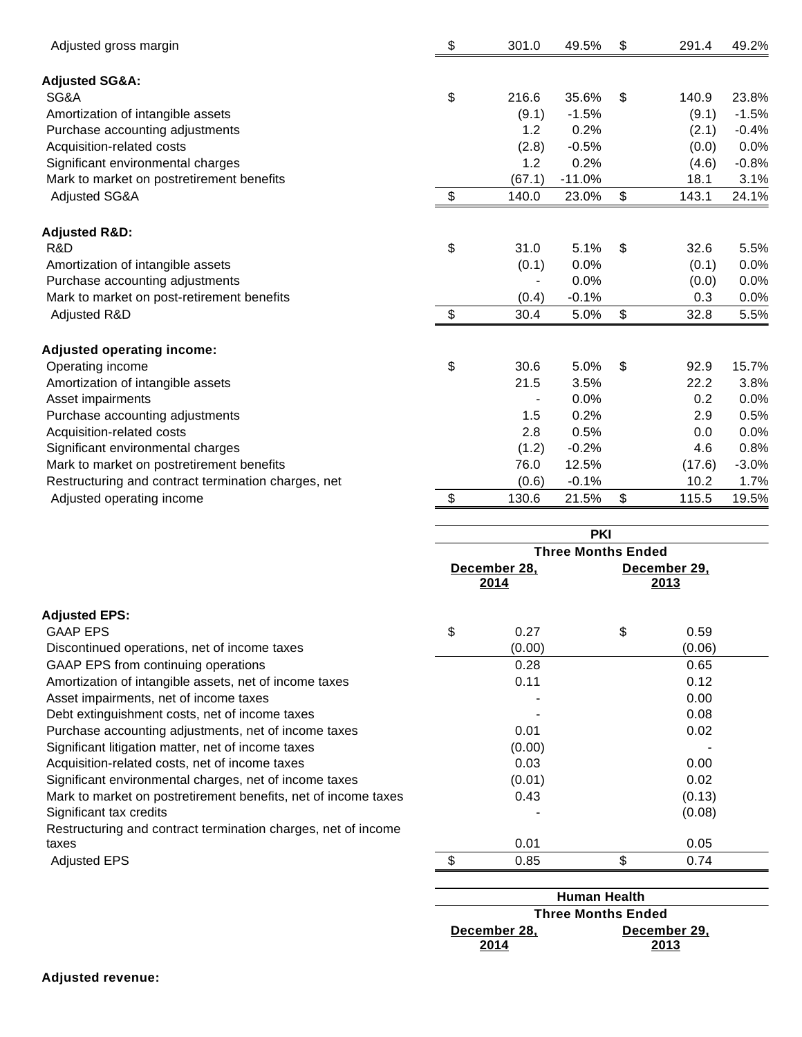| | | | | | |
|---|---|---|---|---|---|
| Adjusted gross margin | $ | 301.0 | 49.5% | $ | 291.4 | 49.2% |
| | | | | | | |
| **Adjusted SG&A:** | | | | | | |
| SG&A | $ | 216.6 | 35.6% | $ | 140.9 | 23.8% |
| Amortization of intangible assets | | (9.1) | -1.5% | | (9.1) | -1.5% |
| Purchase accounting adjustments | | 1.2 | 0.2% | | (2.1) | -0.4% |
| Acquisition-related costs | | (2.8) | -0.5% | | (0.0) | 0.0% |
| Significant environmental charges | | 1.2 | 0.2% | | (4.6) | -0.8% |
| Mark to market on postretirement benefits | | (67.1) | -11.0% | | 18.1 | 3.1% |
| Adjusted SG&A | $ | 140.0 | 23.0% | $ | 143.1 | 24.1% |
| | | | | | | |
| **Adjusted R&D:** | | | | | | |
| R&D | $ | 31.0 | 5.1% | $ | 32.6 | 5.5% |
| Amortization of intangible assets | | (0.1) | 0.0% | | (0.1) | 0.0% |
| Purchase accounting adjustments | | - | 0.0% | | (0.0) | 0.0% |
| Mark to market on post-retirement benefits | | (0.4) | -0.1% | | 0.3 | 0.0% |
| Adjusted R&D | $ | 30.4 | 5.0% | $ | 32.8 | 5.5% |
| | | | | | | |
| **Adjusted operating income:** | | | | | | |
| Operating income | $ | 30.6 | 5.0% | $ | 92.9 | 15.7% |
| Amortization of intangible assets | | 21.5 | 3.5% | | 22.2 | 3.8% |
| Asset impairments | | - | 0.0% | | 0.2 | 0.0% |
| Purchase accounting adjustments | | 1.5 | 0.2% | | 2.9 | 0.5% |
| Acquisition-related costs | | 2.8 | 0.5% | | 0.0 | 0.0% |
| Significant environmental charges | | (1.2) | -0.2% | | 4.6 | 0.8% |
| Mark to market on postretirement benefits | | 76.0 | 12.5% | | (17.6) | -3.0% |
| Restructuring and contract termination charges, net | | (0.6) | -0.1% | | 10.2 | 1.7% |
| Adjusted operating income | $ | 130.6 | 21.5% | $ | 115.5 | 19.5% |

| | PKI | | | |
|---|---|---|---|---|
| | Three Months Ended | | | |
| | December 28, 2014 | | December 29, 2013 | |
| **Adjusted EPS:** | | | | |
| GAAP EPS | $ | 0.27 | $ | 0.59 |
| Discontinued operations, net of income taxes | | (0.00) | | (0.06) |
| GAAP EPS from continuing operations | | 0.28 | | 0.65 |
| Amortization of intangible assets, net of income taxes | | 0.11 | | 0.12 |
| Asset impairments, net of income taxes | | - | | 0.00 |
| Debt extinguishment costs, net of income taxes | | - | | 0.08 |
| Purchase accounting adjustments, net of income taxes | | 0.01 | | 0.02 |
| Significant litigation matter, net of income taxes | | (0.00) | | - |
| Acquisition-related costs, net of income taxes | | 0.03 | | 0.00 |
| Significant environmental charges, net of income taxes | | (0.01) | | 0.02 |
| Mark to market on postretirement benefits, net of income taxes | | 0.43 | | (0.13) |
| Significant tax credits | | - | | (0.08) |
| Restructuring and contract termination charges, net of income taxes | | 0.01 | | 0.05 |
| Adjusted EPS | $ | 0.85 | $ | 0.74 |

| | Human Health | |
|---|---|---|
| | Three Months Ended | |
| | December 28, 2014 | December 29, 2013 |
| **Adjusted revenue:** | | |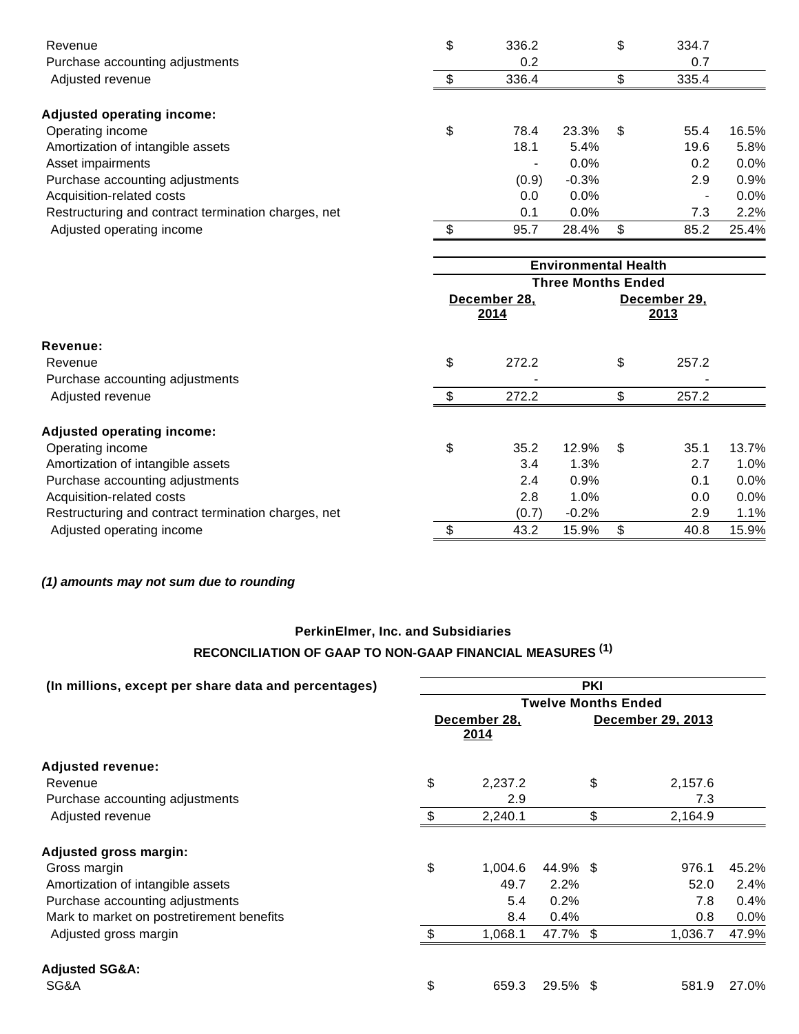| | | | | | |
|---|---|---|---|---|---|
| Revenue | $ | 336.2 | | $ | 334.7 | |
| Purchase accounting adjustments | | 0.2 | | | 0.7 | |
| Adjusted revenue | $ | 336.4 | | $ | 335.4 | |
| | | | | | | |
| **Adjusted operating income:** | | | | | | |
| Operating income | $ | 78.4 | 23.3% | $ | 55.4 | 16.5% |
| Amortization of intangible assets | | 18.1 | 5.4% | | 19.6 | 5.8% |
| Asset impairments | | - | 0.0% | | 0.2 | 0.0% |
| Purchase accounting adjustments | | (0.9) | -0.3% | | 2.9 | 0.9% |
| Acquisition-related costs | | 0.0 | 0.0% | | - | 0.0% |
| Restructuring and contract termination charges, net | | 0.1 | 0.0% | | 7.3 | 2.2% |
| Adjusted operating income | $ | 95.7 | 28.4% | $ | 85.2 | 25.4% |

| | Environmental Health | | | | | |
|---|---|---|---|---|---|---|
| | Three Months Ended | | | | | |
| | December 28, 2014 | | | December 29, 2013 | | |
| **Revenue:** | | | | | | |
| Revenue | $ | 272.2 | | $ | 257.2 | |
| Purchase accounting adjustments | | - | | | - | |
| Adjusted revenue | $ | 272.2 | | $ | 257.2 | |
| | | | | | | |
| **Adjusted operating income:** | | | | | | |
| Operating income | $ | 35.2 | 12.9% | $ | 35.1 | 13.7% |
| Amortization of intangible assets | | 3.4 | 1.3% | | 2.7 | 1.0% |
| Purchase accounting adjustments | | 2.4 | 0.9% | | 0.1 | 0.0% |
| Acquisition-related costs | | 2.8 | 1.0% | | 0.0 | 0.0% |
| Restructuring and contract termination charges, net | | (0.7) | -0.2% | | 2.9 | 1.1% |
| Adjusted operating income | $ | 43.2 | 15.9% | $ | 40.8 | 15.9% |

***(1) amounts may not sum due to rounding***

**PerkinElmer, Inc. and Subsidiaries**

**RECONCILIATION OF GAAP TO NON-GAAP FINANCIAL MEASURES (1)**

| (In millions, except per share data and percentages) | PKI | | | | | |
|---|---|---|---|---|---|---|
| | Twelve Months Ended | | | | | |
| | December 28, 2014 | | | December 29, 2013 | | |
| **Adjusted revenue:** | | | | | | |
| Revenue | $ | 2,237.2 | | $ | 2,157.6 | |
| Purchase accounting adjustments | | 2.9 | | | 7.3 | |
| Adjusted revenue | $ | 2,240.1 | | $ | 2,164.9 | |
| | | | | | | |
| **Adjusted gross margin:** | | | | | | |
| Gross margin | $ | 1,004.6 | 44.9% | $ | 976.1 | 45.2% |
| Amortization of intangible assets | | 49.7 | 2.2% | | 52.0 | 2.4% |
| Purchase accounting adjustments | | 5.4 | 0.2% | | 7.8 | 0.4% |
| Mark to market on postretirement benefits | | 8.4 | 0.4% | | 0.8 | 0.0% |
| Adjusted gross margin | $ | 1,068.1 | 47.7% | $ | 1,036.7 | 47.9% |
| | | | | | | |
| **Adjusted SG&A:** | | | | | | |
| SG&A | $ | 659.3 | 29.5% | $ | 581.9 | 27.0% |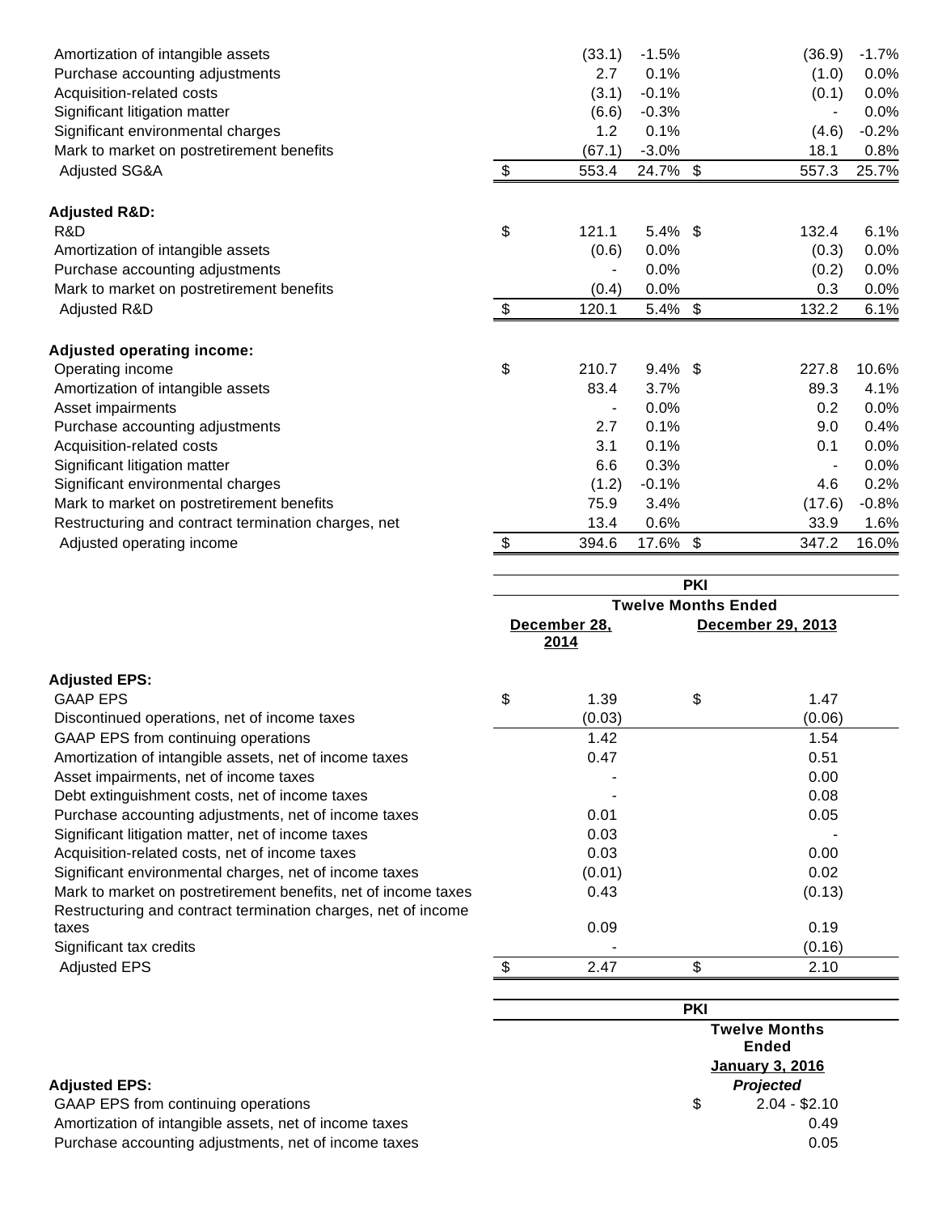| | | | | |
|---|---|---|---|---|
| Amortization of intangible assets | (33.1) | -1.5% | (36.9) | -1.7% |
| Purchase accounting adjustments | 2.7 | 0.1% | (1.0) | 0.0% |
| Acquisition-related costs | (3.1) | -0.1% | (0.1) | 0.0% |
| Significant litigation matter | (6.6) | -0.3% | - | 0.0% |
| Significant environmental charges | 1.2 | 0.1% | (4.6) | -0.2% |
| Mark to market on postretirement benefits | (67.1) | -3.0% | 18.1 | 0.8% |
| Adjusted SG&A | $ 553.4 | 24.7% | $ 557.3 | 25.7% |
| | | | | |
| **Adjusted R&D:** | | | | |
| R&D | $ 121.1 | 5.4% | $ 132.4 | 6.1% |
| Amortization of intangible assets | (0.6) | 0.0% | (0.3) | 0.0% |
| Purchase accounting adjustments | - | 0.0% | (0.2) | 0.0% |
| Mark to market on postretirement benefits | (0.4) | 0.0% | 0.3 | 0.0% |
| Adjusted R&D | $ 120.1 | 5.4% | $ 132.2 | 6.1% |
| | | | | |
| **Adjusted operating income:** | | | | |
| Operating income | $ 210.7 | 9.4% | $ 227.8 | 10.6% |
| Amortization of intangible assets | 83.4 | 3.7% | 89.3 | 4.1% |
| Asset impairments | - | 0.0% | 0.2 | 0.0% |
| Purchase accounting adjustments | 2.7 | 0.1% | 9.0 | 0.4% |
| Acquisition-related costs | 3.1 | 0.1% | 0.1 | 0.0% |
| Significant litigation matter | 6.6 | 0.3% | - | 0.0% |
| Significant environmental charges | (1.2) | -0.1% | 4.6 | 0.2% |
| Mark to market on postretirement benefits | 75.9 | 3.4% | (17.6) | -0.8% |
| Restructuring and contract termination charges, net | 13.4 | 0.6% | 33.9 | 1.6% |
| Adjusted operating income | $ 394.6 | 17.6% | $ 347.2 | 16.0% |

| | PKI | |
|---|---|---|
| | Twelve Months Ended | |
| | December 28, 2014 | December 29, 2013 |
| **Adjusted EPS:** | | |
| GAAP EPS | $ 1.39 | $ 1.47 |
| Discontinued operations, net of income taxes | (0.03) | (0.06) |
| GAAP EPS from continuing operations | 1.42 | 1.54 |
| Amortization of intangible assets, net of income taxes | 0.47 | 0.51 |
| Asset impairments, net of income taxes | - | 0.00 |
| Debt extinguishment costs, net of income taxes | - | 0.08 |
| Purchase accounting adjustments, net of income taxes | 0.01 | 0.05 |
| Significant litigation matter, net of income taxes | 0.03 | - |
| Acquisition-related costs, net of income taxes | 0.03 | 0.00 |
| Significant environmental charges, net of income taxes | (0.01) | 0.02 |
| Mark to market on postretirement benefits, net of income taxes | 0.43 | (0.13) |
| Restructuring and contract termination charges, net of income taxes | 0.09 | 0.19 |
| Significant tax credits | - | (0.16) |
| Adjusted EPS | $ 2.47 | $ 2.10 |

| | PKI |
|---|---|
| | Twelve Months Ended |
| | January 3, 2016 |
| **Adjusted EPS:** | *Projected* |
| GAAP EPS from continuing operations | $ 2.04 - $2.10 |
| Amortization of intangible assets, net of income taxes | 0.49 |
| Purchase accounting adjustments, net of income taxes | 0.05 |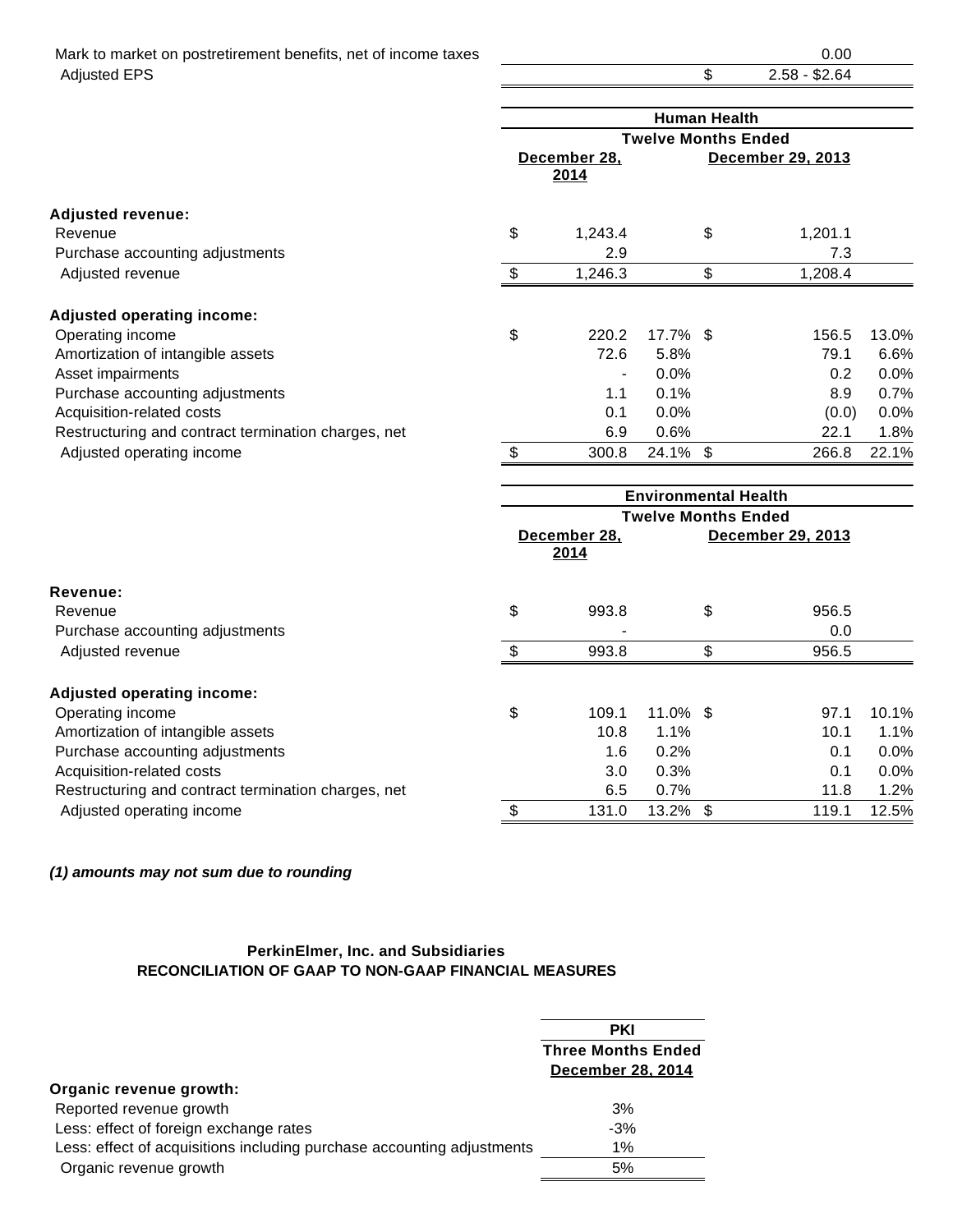| | | |
|---|---|---|
| Mark to market on postretirement benefits, net of income taxes | | 0.00 |
| Adjusted EPS | $ | 2.58 - $2.64 |

| | Human Health | | | | | |
|---|---|---|---|---|---|---|
| | Twelve Months Ended | | | | | |
| | December 28, 2014 | | | December 29, 2013 | | |
| **Adjusted revenue:** | | | | | | |
| Revenue | $ | 1,243.4 | | $ | 1,201.1 | |
| Purchase accounting adjustments | | 2.9 | | | 7.3 | |
| Adjusted revenue | $ | 1,246.3 | | $ | 1,208.4 | |
| **Adjusted operating income:** | | | | | | |
| Operating income | $ | 220.2 | 17.7% | $ | 156.5 | 13.0% |
| Amortization of intangible assets | | 72.6 | 5.8% | | 79.1 | 6.6% |
| Asset impairments | | - | 0.0% | | 0.2 | 0.0% |
| Purchase accounting adjustments | | 1.1 | 0.1% | | 8.9 | 0.7% |
| Acquisition-related costs | | 0.1 | 0.0% | | (0.0) | 0.0% |
| Restructuring and contract termination charges, net | | 6.9 | 0.6% | | 22.1 | 1.8% |
| Adjusted operating income | $ | 300.8 | 24.1% | $ | 266.8 | 22.1% |

| | Environmental Health | | | | | |
|---|---|---|---|---|---|---|
| | Twelve Months Ended | | | | | |
| | December 28, 2014 | | | December 29, 2013 | | |
| **Revenue:** | | | | | | |
| Revenue | $ | 993.8 | | $ | 956.5 | |
| Purchase accounting adjustments | | - | | | 0.0 | |
| Adjusted revenue | $ | 993.8 | | $ | 956.5 | |
| **Adjusted operating income:** | | | | | | |
| Operating income | $ | 109.1 | 11.0% | $ | 97.1 | 10.1% |
| Amortization of intangible assets | | 10.8 | 1.1% | | 10.1 | 1.1% |
| Purchase accounting adjustments | | 1.6 | 0.2% | | 0.1 | 0.0% |
| Acquisition-related costs | | 3.0 | 0.3% | | 0.1 | 0.0% |
| Restructuring and contract termination charges, net | | 6.5 | 0.7% | | 11.8 | 1.2% |
| Adjusted operating income | $ | 131.0 | 13.2% | $ | 119.1 | 12.5% |

***(1) amounts may not sum due to rounding***

**PerkinElmer, Inc. and Subsidiaries**
**RECONCILIATION OF GAAP TO NON-GAAP FINANCIAL MEASURES**

| | PKI |
|---|---|
| | Three Months Ended December 28, 2014 |
| **Organic revenue growth:** | |
| Reported revenue growth | 3% |
| Less: effect of foreign exchange rates | -3% |
| Less: effect of acquisitions including purchase accounting adjustments | 1% |
| Organic revenue growth | 5% |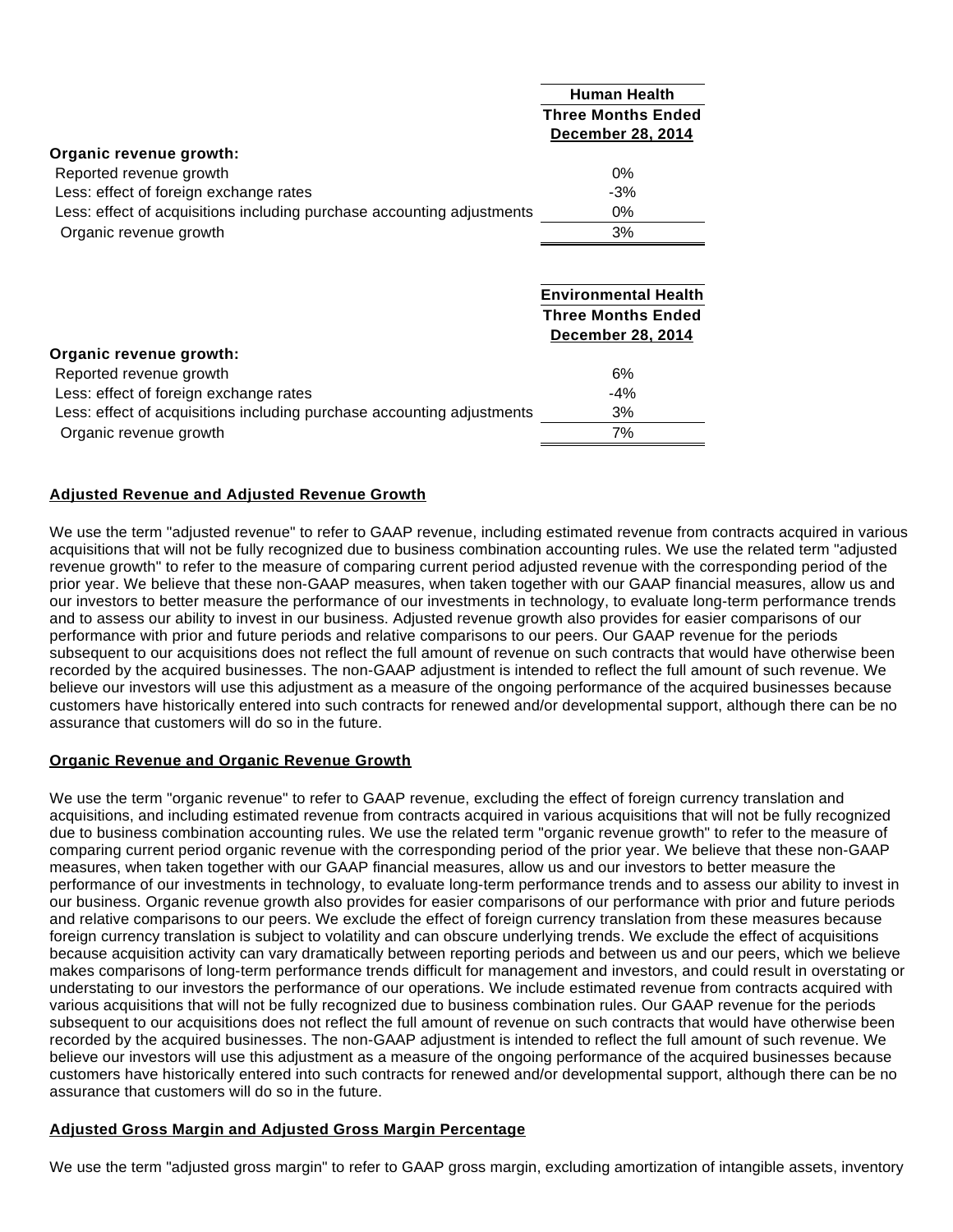| | Human Health |
|---|---|
| | Three Months Ended December 28, 2014 |
| **Organic revenue growth:** | |
| Reported revenue growth | 0% |
| Less: effect of foreign exchange rates | -3% |
| Less: effect of acquisitions including purchase accounting adjustments | 0% |
| Organic revenue growth | 3% |

| | Environmental Health |
|---|---|
| | Three Months Ended December 28, 2014 |
| **Organic revenue growth:** | |
| Reported revenue growth | 6% |
| Less: effect of foreign exchange rates | -4% |
| Less: effect of acquisitions including purchase accounting adjustments | 3% |
| Organic revenue growth | 7% |

## Adjusted Revenue and Adjusted Revenue Growth

We use the term "adjusted revenue" to refer to GAAP revenue, including estimated revenue from contracts acquired in various acquisitions that will not be fully recognized due to business combination accounting rules. We use the related term "adjusted revenue growth" to refer to the measure of comparing current period adjusted revenue with the corresponding period of the prior year. We believe that these non-GAAP measures, when taken together with our GAAP financial measures, allow us and our investors to better measure the performance of our investments in technology, to evaluate long-term performance trends and to assess our ability to invest in our business. Adjusted revenue growth also provides for easier comparisons of our performance with prior and future periods and relative comparisons to our peers. Our GAAP revenue for the periods subsequent to our acquisitions does not reflect the full amount of revenue on such contracts that would have otherwise been recorded by the acquired businesses. The non-GAAP adjustment is intended to reflect the full amount of such revenue. We believe our investors will use this adjustment as a measure of the ongoing performance of the acquired businesses because customers have historically entered into such contracts for renewed and/or developmental support, although there can be no assurance that customers will do so in the future.

## Organic Revenue and Organic Revenue Growth

We use the term "organic revenue" to refer to GAAP revenue, excluding the effect of foreign currency translation and acquisitions, and including estimated revenue from contracts acquired in various acquisitions that will not be fully recognized due to business combination accounting rules. We use the related term "organic revenue growth" to refer to the measure of comparing current period organic revenue with the corresponding period of the prior year. We believe that these non-GAAP measures, when taken together with our GAAP financial measures, allow us and our investors to better measure the performance of our investments in technology, to evaluate long-term performance trends and to assess our ability to invest in our business. Organic revenue growth also provides for easier comparisons of our performance with prior and future periods and relative comparisons to our peers. We exclude the effect of foreign currency translation from these measures because foreign currency translation is subject to volatility and can obscure underlying trends. We exclude the effect of acquisitions because acquisition activity can vary dramatically between reporting periods and between us and our peers, which we believe makes comparisons of long-term performance trends difficult for management and investors, and could result in overstating or understating to our investors the performance of our operations. We include estimated revenue from contracts acquired with various acquisitions that will not be fully recognized due to business combination rules. Our GAAP revenue for the periods subsequent to our acquisitions does not reflect the full amount of revenue on such contracts that would have otherwise been recorded by the acquired businesses. The non-GAAP adjustment is intended to reflect the full amount of such revenue. We believe our investors will use this adjustment as a measure of the ongoing performance of the acquired businesses because customers have historically entered into such contracts for renewed and/or developmental support, although there can be no assurance that customers will do so in the future.

## Adjusted Gross Margin and Adjusted Gross Margin Percentage

We use the term "adjusted gross margin" to refer to GAAP gross margin, excluding amortization of intangible assets, inventory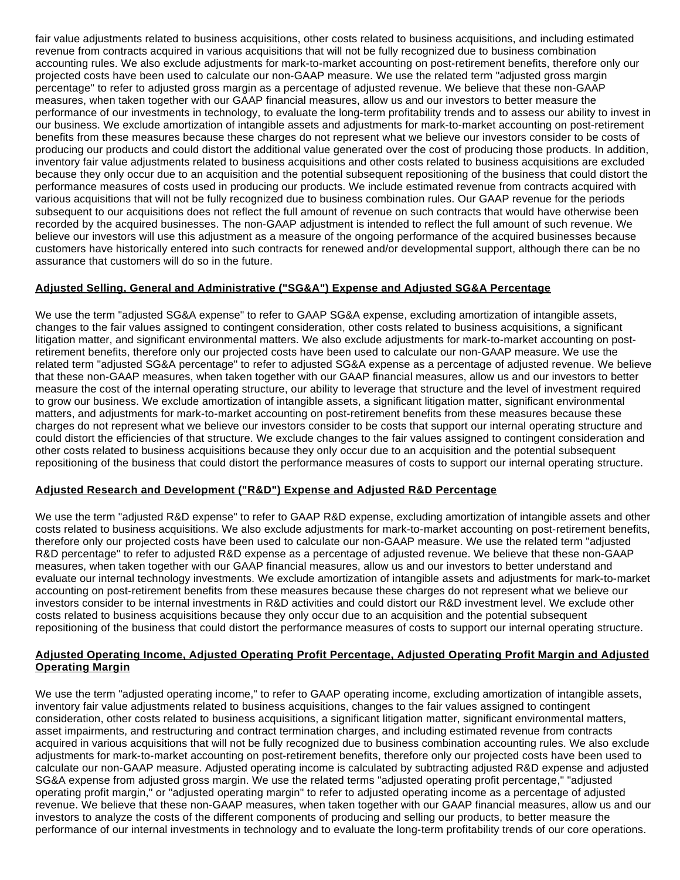fair value adjustments related to business acquisitions, other costs related to business acquisitions, and including estimated revenue from contracts acquired in various acquisitions that will not be fully recognized due to business combination accounting rules. We also exclude adjustments for mark-to-market accounting on post-retirement benefits, therefore only our projected costs have been used to calculate our non-GAAP measure. We use the related term "adjusted gross margin percentage" to refer to adjusted gross margin as a percentage of adjusted revenue. We believe that these non-GAAP measures, when taken together with our GAAP financial measures, allow us and our investors to better measure the performance of our investments in technology, to evaluate the long-term profitability trends and to assess our ability to invest in our business. We exclude amortization of intangible assets and adjustments for mark-to-market accounting on post-retirement benefits from these measures because these charges do not represent what we believe our investors consider to be costs of producing our products and could distort the additional value generated over the cost of producing those products. In addition, inventory fair value adjustments related to business acquisitions and other costs related to business acquisitions are excluded because they only occur due to an acquisition and the potential subsequent repositioning of the business that could distort the performance measures of costs used in producing our products. We include estimated revenue from contracts acquired with various acquisitions that will not be fully recognized due to business combination rules. Our GAAP revenue for the periods subsequent to our acquisitions does not reflect the full amount of revenue on such contracts that would have otherwise been recorded by the acquired businesses. The non-GAAP adjustment is intended to reflect the full amount of such revenue. We believe our investors will use this adjustment as a measure of the ongoing performance of the acquired businesses because customers have historically entered into such contracts for renewed and/or developmental support, although there can be no assurance that customers will do so in the future.

**Adjusted Selling, General and Administrative ("SG&A") Expense and Adjusted SG&A Percentage**

We use the term "adjusted SG&A expense" to refer to GAAP SG&A expense, excluding amortization of intangible assets, changes to the fair values assigned to contingent consideration, other costs related to business acquisitions, a significant litigation matter, and significant environmental matters. We also exclude adjustments for mark-to-market accounting on post-retirement benefits, therefore only our projected costs have been used to calculate our non-GAAP measure. We use the related term "adjusted SG&A percentage" to refer to adjusted SG&A expense as a percentage of adjusted revenue. We believe that these non-GAAP measures, when taken together with our GAAP financial measures, allow us and our investors to better measure the cost of the internal operating structure, our ability to leverage that structure and the level of investment required to grow our business. We exclude amortization of intangible assets, a significant litigation matter, significant environmental matters, and adjustments for mark-to-market accounting on post-retirement benefits from these measures because these charges do not represent what we believe our investors consider to be costs that support our internal operating structure and could distort the efficiencies of that structure. We exclude changes to the fair values assigned to contingent consideration and other costs related to business acquisitions because they only occur due to an acquisition and the potential subsequent repositioning of the business that could distort the performance measures of costs to support our internal operating structure.

**Adjusted Research and Development ("R&D") Expense and Adjusted R&D Percentage**

We use the term "adjusted R&D expense" to refer to GAAP R&D expense, excluding amortization of intangible assets and other costs related to business acquisitions. We also exclude adjustments for mark-to-market accounting on post-retirement benefits, therefore only our projected costs have been used to calculate our non-GAAP measure. We use the related term "adjusted R&D percentage" to refer to adjusted R&D expense as a percentage of adjusted revenue. We believe that these non-GAAP measures, when taken together with our GAAP financial measures, allow us and our investors to better understand and evaluate our internal technology investments. We exclude amortization of intangible assets and adjustments for mark-to-market accounting on post-retirement benefits from these measures because these charges do not represent what we believe our investors consider to be internal investments in R&D activities and could distort our R&D investment level. We exclude other costs related to business acquisitions because they only occur due to an acquisition and the potential subsequent repositioning of the business that could distort the performance measures of costs to support our internal operating structure.

**Adjusted Operating Income, Adjusted Operating Profit Percentage, Adjusted Operating Profit Margin and Adjusted Operating Margin**

We use the term "adjusted operating income," to refer to GAAP operating income, excluding amortization of intangible assets, inventory fair value adjustments related to business acquisitions, changes to the fair values assigned to contingent consideration, other costs related to business acquisitions, a significant litigation matter, significant environmental matters, asset impairments, and restructuring and contract termination charges, and including estimated revenue from contracts acquired in various acquisitions that will not be fully recognized due to business combination accounting rules. We also exclude adjustments for mark-to-market accounting on post-retirement benefits, therefore only our projected costs have been used to calculate our non-GAAP measure. Adjusted operating income is calculated by subtracting adjusted R&D expense and adjusted SG&A expense from adjusted gross margin. We use the related terms "adjusted operating profit percentage," "adjusted operating profit margin," or "adjusted operating margin" to refer to adjusted operating income as a percentage of adjusted revenue. We believe that these non-GAAP measures, when taken together with our GAAP financial measures, allow us and our investors to analyze the costs of the different components of producing and selling our products, to better measure the performance of our internal investments in technology and to evaluate the long-term profitability trends of our core operations.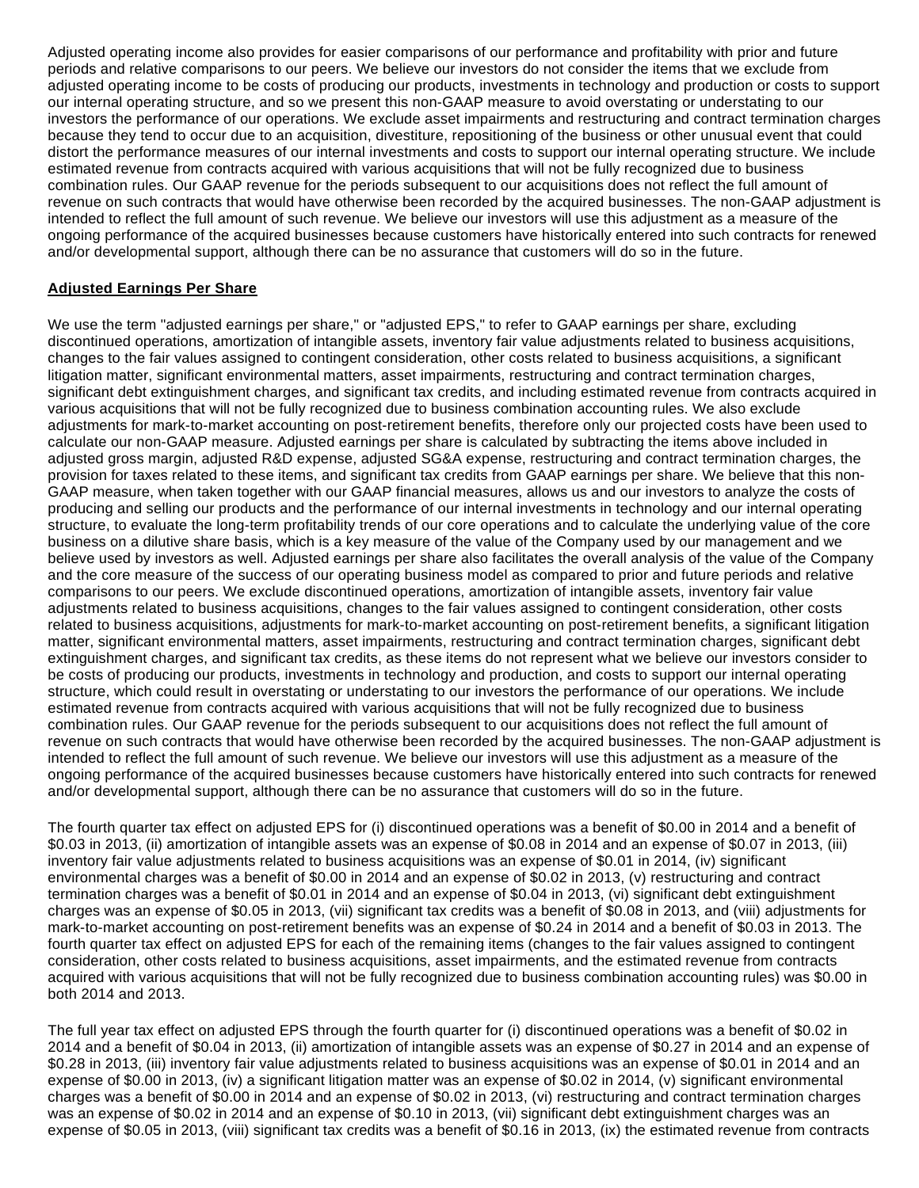Adjusted operating income also provides for easier comparisons of our performance and profitability with prior and future periods and relative comparisons to our peers. We believe our investors do not consider the items that we exclude from adjusted operating income to be costs of producing our products, investments in technology and production or costs to support our internal operating structure, and so we present this non-GAAP measure to avoid overstating or understating to our investors the performance of our operations. We exclude asset impairments and restructuring and contract termination charges because they tend to occur due to an acquisition, divestiture, repositioning of the business or other unusual event that could distort the performance measures of our internal investments and costs to support our internal operating structure. We include estimated revenue from contracts acquired with various acquisitions that will not be fully recognized due to business combination rules. Our GAAP revenue for the periods subsequent to our acquisitions does not reflect the full amount of revenue on such contracts that would have otherwise been recorded by the acquired businesses. The non-GAAP adjustment is intended to reflect the full amount of such revenue. We believe our investors will use this adjustment as a measure of the ongoing performance of the acquired businesses because customers have historically entered into such contracts for renewed and/or developmental support, although there can be no assurance that customers will do so in the future.

**Adjusted Earnings Per Share**

We use the term "adjusted earnings per share," or "adjusted EPS," to refer to GAAP earnings per share, excluding discontinued operations, amortization of intangible assets, inventory fair value adjustments related to business acquisitions, changes to the fair values assigned to contingent consideration, other costs related to business acquisitions, a significant litigation matter, significant environmental matters, asset impairments, restructuring and contract termination charges, significant debt extinguishment charges, and significant tax credits, and including estimated revenue from contracts acquired in various acquisitions that will not be fully recognized due to business combination accounting rules. We also exclude adjustments for mark-to-market accounting on post-retirement benefits, therefore only our projected costs have been used to calculate our non-GAAP measure. Adjusted earnings per share is calculated by subtracting the items above included in adjusted gross margin, adjusted R&D expense, adjusted SG&A expense, restructuring and contract termination charges, the provision for taxes related to these items, and significant tax credits from GAAP earnings per share. We believe that this non-GAAP measure, when taken together with our GAAP financial measures, allows us and our investors to analyze the costs of producing and selling our products and the performance of our internal investments in technology and our internal operating structure, to evaluate the long-term profitability trends of our core operations and to calculate the underlying value of the core business on a dilutive share basis, which is a key measure of the value of the Company used by our management and we believe used by investors as well. Adjusted earnings per share also facilitates the overall analysis of the value of the Company and the core measure of the success of our operating business model as compared to prior and future periods and relative comparisons to our peers. We exclude discontinued operations, amortization of intangible assets, inventory fair value adjustments related to business acquisitions, changes to the fair values assigned to contingent consideration, other costs related to business acquisitions, adjustments for mark-to-market accounting on post-retirement benefits, a significant litigation matter, significant environmental matters, asset impairments, restructuring and contract termination charges, significant debt extinguishment charges, and significant tax credits, as these items do not represent what we believe our investors consider to be costs of producing our products, investments in technology and production, and costs to support our internal operating structure, which could result in overstating or understating to our investors the performance of our operations. We include estimated revenue from contracts acquired with various acquisitions that will not be fully recognized due to business combination rules. Our GAAP revenue for the periods subsequent to our acquisitions does not reflect the full amount of revenue on such contracts that would have otherwise been recorded by the acquired businesses. The non-GAAP adjustment is intended to reflect the full amount of such revenue. We believe our investors will use this adjustment as a measure of the ongoing performance of the acquired businesses because customers have historically entered into such contracts for renewed and/or developmental support, although there can be no assurance that customers will do so in the future.

The fourth quarter tax effect on adjusted EPS for (i) discontinued operations was a benefit of $0.00 in 2014 and a benefit of $0.03 in 2013, (ii) amortization of intangible assets was an expense of $0.08 in 2014 and an expense of $0.07 in 2013, (iii) inventory fair value adjustments related to business acquisitions was an expense of $0.01 in 2014, (iv) significant environmental charges was a benefit of $0.00 in 2014 and an expense of $0.02 in 2013, (v) restructuring and contract termination charges was a benefit of $0.01 in 2014 and an expense of $0.04 in 2013, (vi) significant debt extinguishment charges was an expense of $0.05 in 2013, (vii) significant tax credits was a benefit of $0.08 in 2013, and (viii) adjustments for mark-to-market accounting on post-retirement benefits was an expense of $0.24 in 2014 and a benefit of $0.03 in 2013. The fourth quarter tax effect on adjusted EPS for each of the remaining items (changes to the fair values assigned to contingent consideration, other costs related to business acquisitions, asset impairments, and the estimated revenue from contracts acquired with various acquisitions that will not be fully recognized due to business combination accounting rules) was $0.00 in both 2014 and 2013.

The full year tax effect on adjusted EPS through the fourth quarter for (i) discontinued operations was a benefit of $0.02 in 2014 and a benefit of $0.04 in 2013, (ii) amortization of intangible assets was an expense of $0.27 in 2014 and an expense of $0.28 in 2013, (iii) inventory fair value adjustments related to business acquisitions was an expense of $0.01 in 2014 and an expense of $0.00 in 2013, (iv) a significant litigation matter was an expense of $0.02 in 2014, (v) significant environmental charges was a benefit of $0.00 in 2014 and an expense of $0.02 in 2013, (vi) restructuring and contract termination charges was an expense of $0.02 in 2014 and an expense of $0.10 in 2013, (vii) significant debt extinguishment charges was an expense of $0.05 in 2013, (viii) significant tax credits was a benefit of $0.16 in 2013, (ix) the estimated revenue from contracts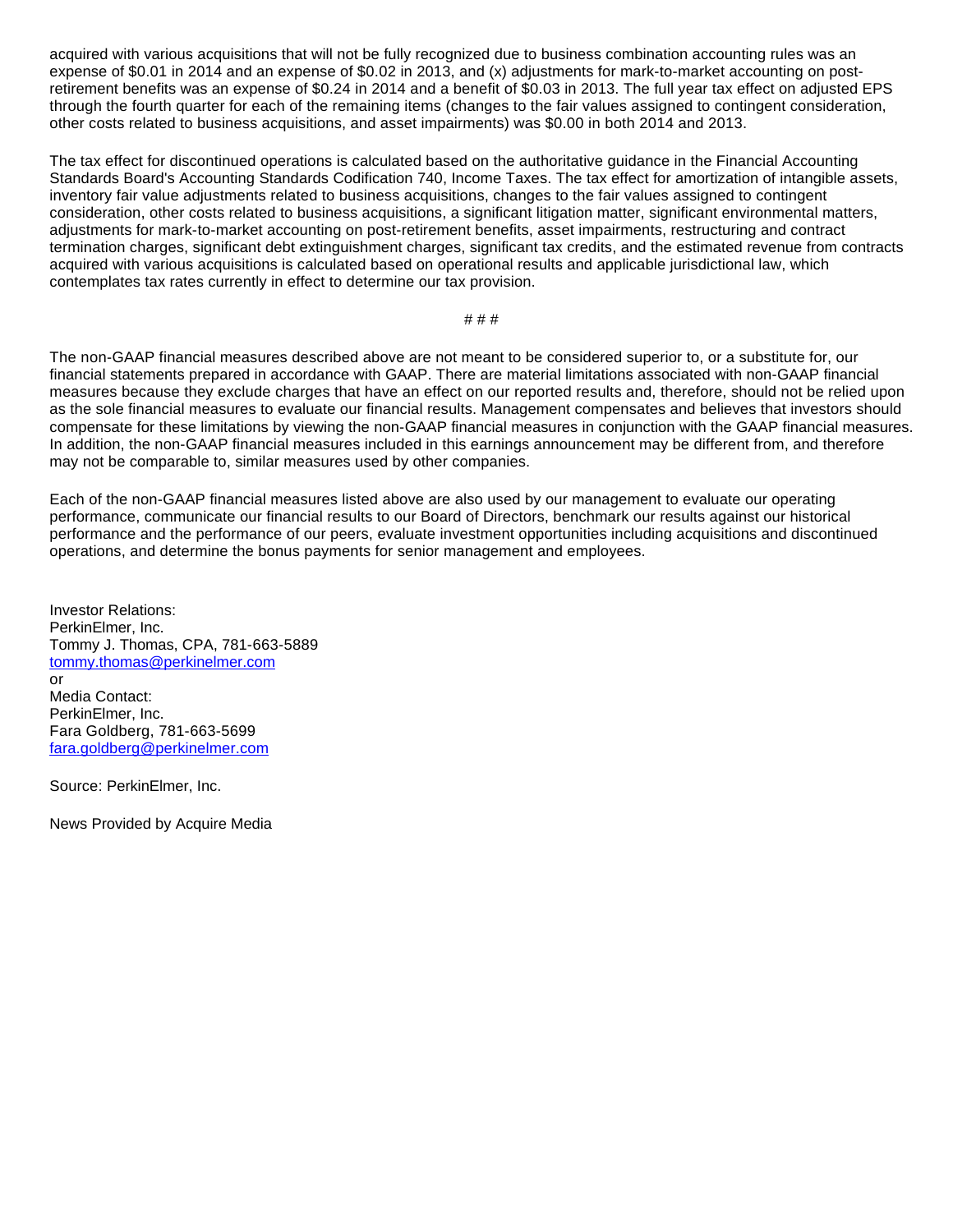acquired with various acquisitions that will not be fully recognized due to business combination accounting rules was an expense of $0.01 in 2014 and an expense of $0.02 in 2013, and (x) adjustments for mark-to-market accounting on post-retirement benefits was an expense of $0.24 in 2014 and a benefit of $0.03 in 2013. The full year tax effect on adjusted EPS through the fourth quarter for each of the remaining items (changes to the fair values assigned to contingent consideration, other costs related to business acquisitions, and asset impairments) was $0.00 in both 2014 and 2013.

The tax effect for discontinued operations is calculated based on the authoritative guidance in the Financial Accounting Standards Board's Accounting Standards Codification 740, Income Taxes. The tax effect for amortization of intangible assets, inventory fair value adjustments related to business acquisitions, changes to the fair values assigned to contingent consideration, other costs related to business acquisitions, a significant litigation matter, significant environmental matters, adjustments for mark-to-market accounting on post-retirement benefits, asset impairments, restructuring and contract termination charges, significant debt extinguishment charges, significant tax credits, and the estimated revenue from contracts acquired with various acquisitions is calculated based on operational results and applicable jurisdictional law, which contemplates tax rates currently in effect to determine our tax provision.

# # #

The non-GAAP financial measures described above are not meant to be considered superior to, or a substitute for, our financial statements prepared in accordance with GAAP. There are material limitations associated with non-GAAP financial measures because they exclude charges that have an effect on our reported results and, therefore, should not be relied upon as the sole financial measures to evaluate our financial results. Management compensates and believes that investors should compensate for these limitations by viewing the non-GAAP financial measures in conjunction with the GAAP financial measures. In addition, the non-GAAP financial measures included in this earnings announcement may be different from, and therefore may not be comparable to, similar measures used by other companies.

Each of the non-GAAP financial measures listed above are also used by our management to evaluate our operating performance, communicate our financial results to our Board of Directors, benchmark our results against our historical performance and the performance of our peers, evaluate investment opportunities including acquisitions and discontinued operations, and determine the bonus payments for senior management and employees.

Investor Relations:
PerkinElmer, Inc.
Tommy J. Thomas, CPA, 781-663-5889
tommy.thomas@perkinelmer.com
or
Media Contact:
PerkinElmer, Inc.
Fara Goldberg, 781-663-5699
fara.goldberg@perkinelmer.com

Source: PerkinElmer, Inc.

News Provided by Acquire Media